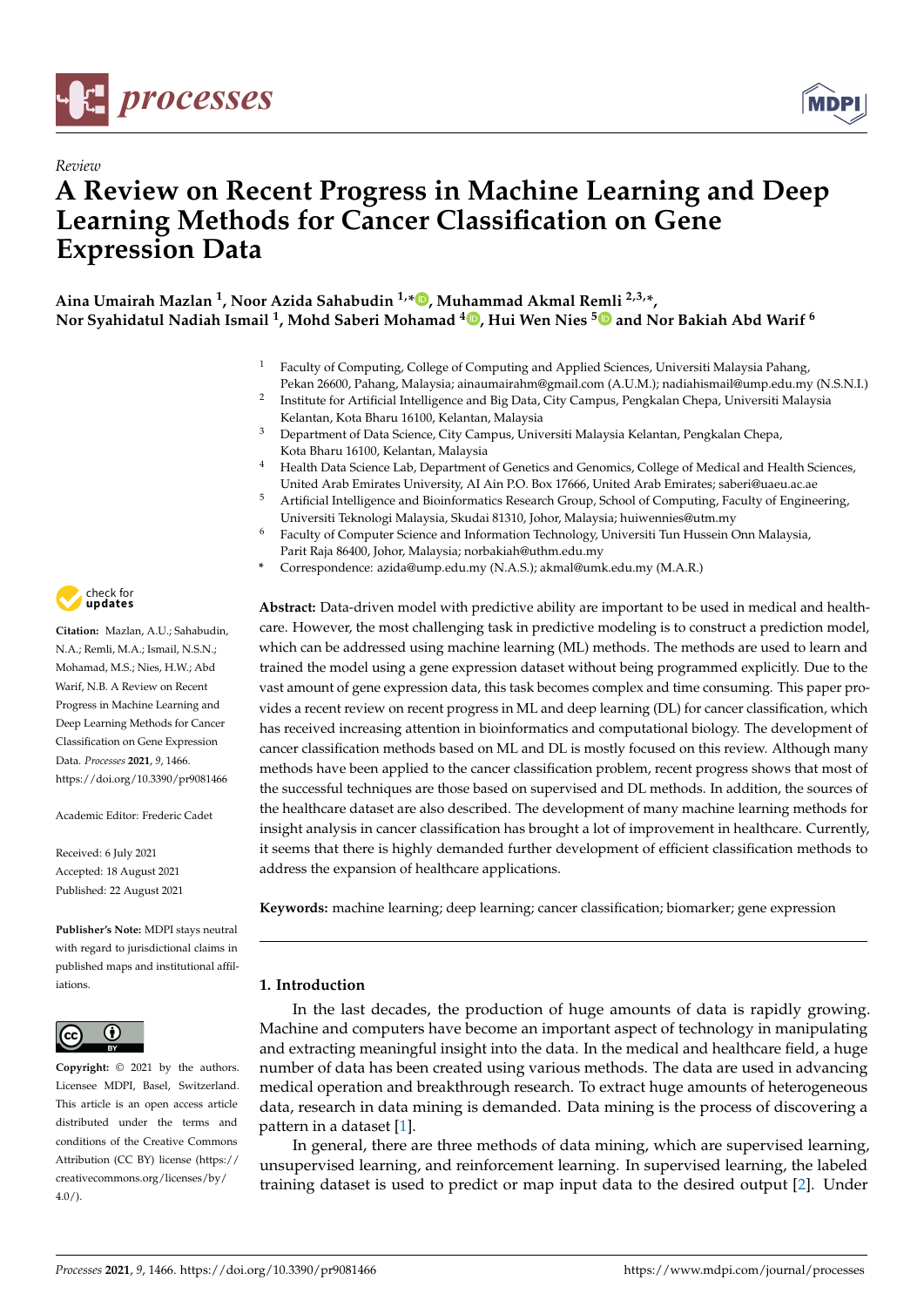*Review*

# A Review on Recent Progress in Machine Learning and Deep Learning Methods for Cancer Classification on Gene Expression Data

**Aina Umairah Mazlan [1], Noor Azida Sahabudin [1,*], Muhammad Akmal Remli [2,3,*], Nor Syahidatul Nadiah Ismail [1], Mohd Saberi Mohamad [4], Hui Wen Nies [5] and Nor Bakiah Abd Warif [6]**

[1] Faculty of Computing, College of Computing and Applied Sciences, Universiti Malaysia Pahang, Pekan 26600, Pahang, Malaysia; ainaumairahm@gmail.com (A.U.M.); nadiahismail@ump.edu.my (N.S.N.I.)

[2] Institute for Artificial Intelligence and Big Data, City Campus, Pengkalan Chepa, Universiti Malaysia Kelantan, Kota Bharu 16100, Kelantan, Malaysia

[3] Department of Data Science, City Campus, Universiti Malaysia Kelantan, Pengkalan Chepa, Kota Bharu 16100, Kelantan, Malaysia

[4] Health Data Science Lab, Department of Genetics and Genomics, College of Medical and Health Sciences, United Arab Emirates University, AI Ain P.O. Box 17666, United Arab Emirates; saberi@uaeu.ac.ae

[5] Artificial Intelligence and Bioinformatics Research Group, School of Computing, Faculty of Engineering, Universiti Teknologi Malaysia, Skudai 81310, Johor, Malaysia; huiwennies@utm.my

[6] Faculty of Computer Science and Information Technology, Universiti Tun Hussein Onn Malaysia, Parit Raja 86400, Johor, Malaysia; norbakiah@uthm.edu.my

* Correspondence: azida@ump.edu.my (N.A.S.); akmal@umk.edu.my (M.A.R.)

**Citation:** Mazlan, A.U.; Sahabudin, N.A.; Remli, M.A.; Ismail, N.S.N.; Mohamad, M.S.; Nies, H.W.; Abd Warif, N.B. A Review on Recent Progress in Machine Learning and Deep Learning Methods for Cancer Classification on Gene Expression Data. *Processes* **2021**, *9*, 1466. https://doi.org/10.3390/pr9081466

Academic Editor: Frederic Cadet

Received: 6 July 2021
Accepted: 18 August 2021
Published: 22 August 2021

**Publisher's Note:** MDPI stays neutral with regard to jurisdictional claims in published maps and institutional affiliations.

**Copyright:** © 2021 by the authors. Licensee MDPI, Basel, Switzerland. This article is an open access article distributed under the terms and conditions of the Creative Commons Attribution (CC BY) license (https://creativecommons.org/licenses/by/4.0/).

**Abstract:** Data-driven model with predictive ability are important to be used in medical and healthcare. However, the most challenging task in predictive modeling is to construct a prediction model, which can be addressed using machine learning (ML) methods. The methods are used to learn and trained the model using a gene expression dataset without being programmed explicitly. Due to the vast amount of gene expression data, this task becomes complex and time consuming. This paper provides a recent review on recent progress in ML and deep learning (DL) for cancer classification, which has received increasing attention in bioinformatics and computational biology. The development of cancer classification methods based on ML and DL is mostly focused on this review. Although many methods have been applied to the cancer classification problem, recent progress shows that most of the successful techniques are those based on supervised and DL methods. In addition, the sources of the healthcare dataset are also described. The development of many machine learning methods for insight analysis in cancer classification has brought a lot of improvement in healthcare. Currently, it seems that there is highly demanded further development of efficient classification methods to address the expansion of healthcare applications.

**Keywords:** machine learning; deep learning; cancer classification; biomarker; gene expression

## 1. Introduction

In the last decades, the production of huge amounts of data is rapidly growing. Machine and computers have become an important aspect of technology in manipulating and extracting meaningful insight into the data. In the medical and healthcare field, a huge number of data has been created using various methods. The data are used in advancing medical operation and breakthrough research. To extract huge amounts of heterogeneous data, research in data mining is demanded. Data mining is the process of discovering a pattern in a dataset [1].

In general, there are three methods of data mining, which are supervised learning, unsupervised learning, and reinforcement learning. In supervised learning, the labeled training dataset is used to predict or map input data to the desired output [2]. Under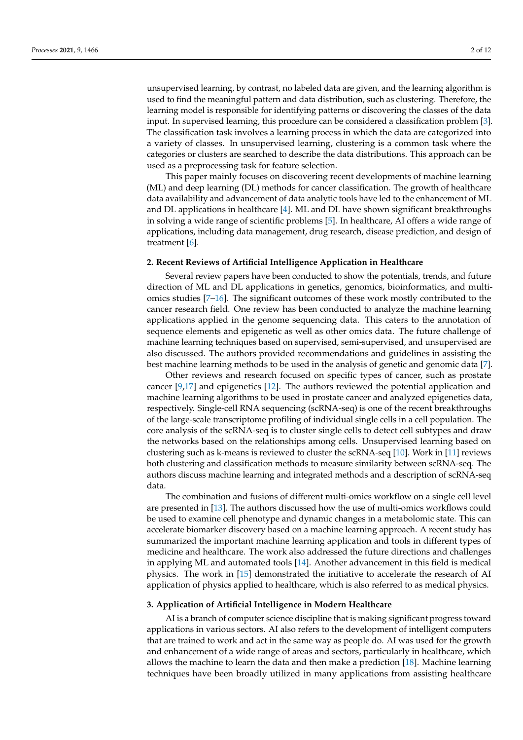unsupervised learning, by contrast, no labeled data are given, and the learning algorithm is used to find the meaningful pattern and data distribution, such as clustering. Therefore, the learning model is responsible for identifying patterns or discovering the classes of the data input. In supervised learning, this procedure can be considered a classification problem [3]. The classification task involves a learning process in which the data are categorized into a variety of classes. In unsupervised learning, clustering is a common task where the categories or clusters are searched to describe the data distributions. This approach can be used as a preprocessing task for feature selection.

This paper mainly focuses on discovering recent developments of machine learning (ML) and deep learning (DL) methods for cancer classification. The growth of healthcare data availability and advancement of data analytic tools have led to the enhancement of ML and DL applications in healthcare [4]. ML and DL have shown significant breakthroughs in solving a wide range of scientific problems [5]. In healthcare, AI offers a wide range of applications, including data management, drug research, disease prediction, and design of treatment [6].

## 2. Recent Reviews of Artificial Intelligence Application in Healthcare

Several review papers have been conducted to show the potentials, trends, and future direction of ML and DL applications in genetics, genomics, bioinformatics, and multi-omics studies [7–16]. The significant outcomes of these work mostly contributed to the cancer research field. One review has been conducted to analyze the machine learning applications applied in the genome sequencing data. This caters to the annotation of sequence elements and epigenetic as well as other omics data. The future challenge of machine learning techniques based on supervised, semi-supervised, and unsupervised are also discussed. The authors provided recommendations and guidelines in assisting the best machine learning methods to be used in the analysis of genetic and genomic data [7].

Other reviews and research focused on specific types of cancer, such as prostate cancer [9,17] and epigenetics [12]. The authors reviewed the potential application and machine learning algorithms to be used in prostate cancer and analyzed epigenetics data, respectively. Single-cell RNA sequencing (scRNA-seq) is one of the recent breakthroughs of the large-scale transcriptome profiling of individual single cells in a cell population. The core analysis of the scRNA-seq is to cluster single cells to detect cell subtypes and draw the networks based on the relationships among cells. Unsupervised learning based on clustering such as k-means is reviewed to cluster the scRNA-seq [10]. Work in [11] reviews both clustering and classification methods to measure similarity between scRNA-seq. The authors discuss machine learning and integrated methods and a description of scRNA-seq data.

The combination and fusions of different multi-omics workflow on a single cell level are presented in [13]. The authors discussed how the use of multi-omics workflows could be used to examine cell phenotype and dynamic changes in a metabolomic state. This can accelerate biomarker discovery based on a machine learning approach. A recent study has summarized the important machine learning application and tools in different types of medicine and healthcare. The work also addressed the future directions and challenges in applying ML and automated tools [14]. Another advancement in this field is medical physics. The work in [15] demonstrated the initiative to accelerate the research of AI application of physics applied to healthcare, which is also referred to as medical physics.

## 3. Application of Artificial Intelligence in Modern Healthcare

AI is a branch of computer science discipline that is making significant progress toward applications in various sectors. AI also refers to the development of intelligent computers that are trained to work and act in the same way as people do. AI was used for the growth and enhancement of a wide range of areas and sectors, particularly in healthcare, which allows the machine to learn the data and then make a prediction [18]. Machine learning techniques have been broadly utilized in many applications from assisting healthcare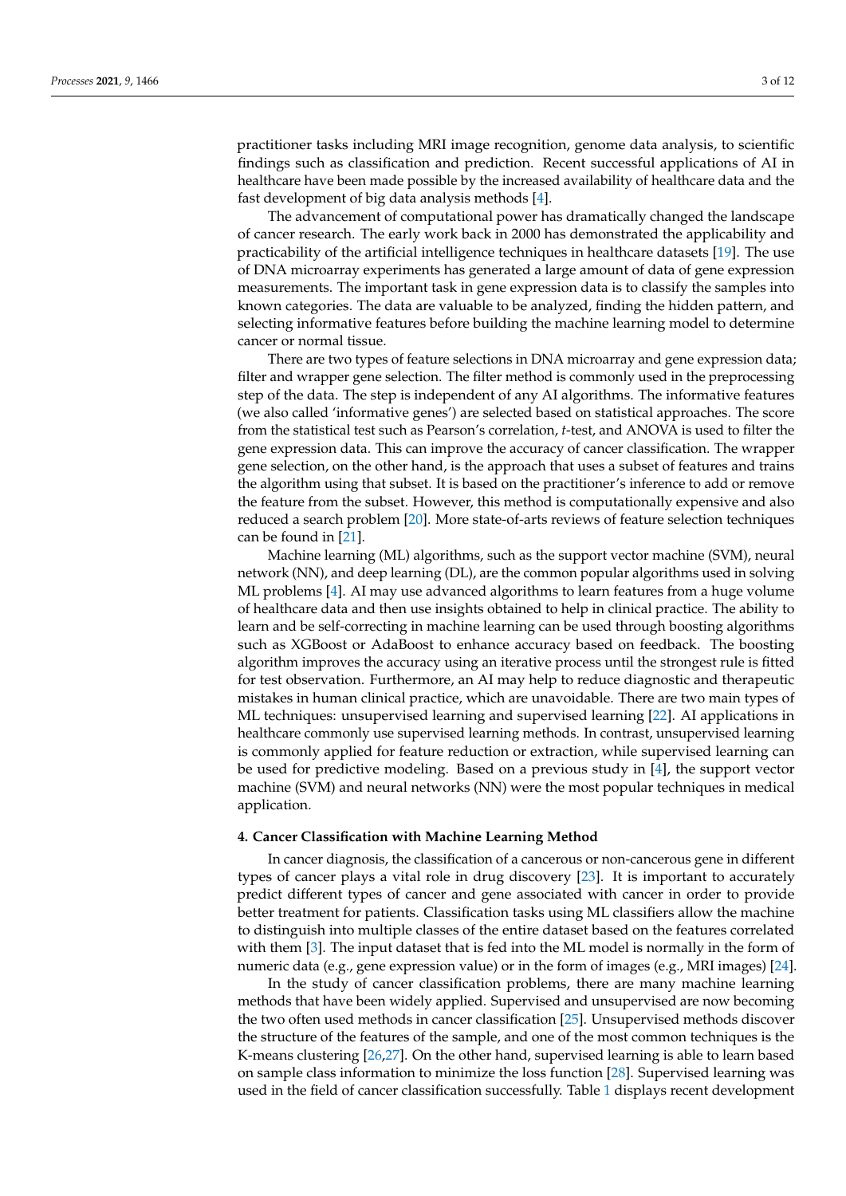practitioner tasks including MRI image recognition, genome data analysis, to scientific findings such as classification and prediction. Recent successful applications of AI in healthcare have been made possible by the increased availability of healthcare data and the fast development of big data analysis methods [4].

The advancement of computational power has dramatically changed the landscape of cancer research. The early work back in 2000 has demonstrated the applicability and practicability of the artificial intelligence techniques in healthcare datasets [19]. The use of DNA microarray experiments has generated a large amount of data of gene expression measurements. The important task in gene expression data is to classify the samples into known categories. The data are valuable to be analyzed, finding the hidden pattern, and selecting informative features before building the machine learning model to determine cancer or normal tissue.

There are two types of feature selections in DNA microarray and gene expression data; filter and wrapper gene selection. The filter method is commonly used in the preprocessing step of the data. The step is independent of any AI algorithms. The informative features (we also called 'informative genes') are selected based on statistical approaches. The score from the statistical test such as Pearson's correlation, *t*-test, and ANOVA is used to filter the gene expression data. This can improve the accuracy of cancer classification. The wrapper gene selection, on the other hand, is the approach that uses a subset of features and trains the algorithm using that subset. It is based on the practitioner's inference to add or remove the feature from the subset. However, this method is computationally expensive and also reduced a search problem [20]. More state-of-arts reviews of feature selection techniques can be found in [21].

Machine learning (ML) algorithms, such as the support vector machine (SVM), neural network (NN), and deep learning (DL), are the common popular algorithms used in solving ML problems [4]. AI may use advanced algorithms to learn features from a huge volume of healthcare data and then use insights obtained to help in clinical practice. The ability to learn and be self-correcting in machine learning can be used through boosting algorithms such as XGBoost or AdaBoost to enhance accuracy based on feedback. The boosting algorithm improves the accuracy using an iterative process until the strongest rule is fitted for test observation. Furthermore, an AI may help to reduce diagnostic and therapeutic mistakes in human clinical practice, which are unavoidable. There are two main types of ML techniques: unsupervised learning and supervised learning [22]. AI applications in healthcare commonly use supervised learning methods. In contrast, unsupervised learning is commonly applied for feature reduction or extraction, while supervised learning can be used for predictive modeling. Based on a previous study in [4], the support vector machine (SVM) and neural networks (NN) were the most popular techniques in medical application.

## 4. Cancer Classification with Machine Learning Method

In cancer diagnosis, the classification of a cancerous or non-cancerous gene in different types of cancer plays a vital role in drug discovery [23]. It is important to accurately predict different types of cancer and gene associated with cancer in order to provide better treatment for patients. Classification tasks using ML classifiers allow the machine to distinguish into multiple classes of the entire dataset based on the features correlated with them [3]. The input dataset that is fed into the ML model is normally in the form of numeric data (e.g., gene expression value) or in the form of images (e.g., MRI images) [24].

In the study of cancer classification problems, there are many machine learning methods that have been widely applied. Supervised and unsupervised are now becoming the two often used methods in cancer classification [25]. Unsupervised methods discover the structure of the features of the sample, and one of the most common techniques is the K-means clustering [26,27]. On the other hand, supervised learning is able to learn based on sample class information to minimize the loss function [28]. Supervised learning was used in the field of cancer classification successfully. Table 1 displays recent development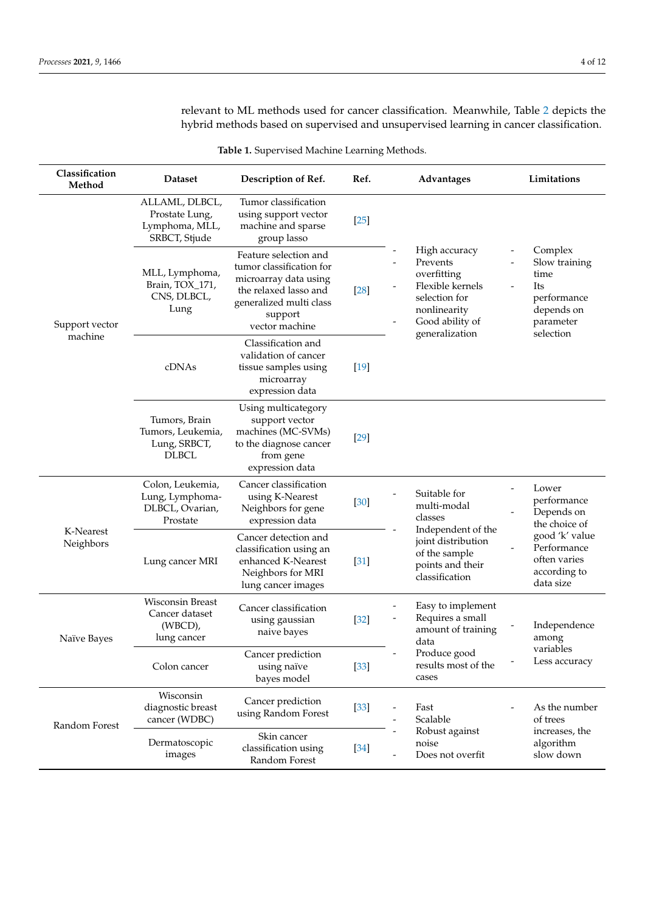relevant to ML methods used for cancer classification. Meanwhile, Table 2 depicts the hybrid methods based on supervised and unsupervised learning in cancer classification.

**Table 1.** Supervised Machine Learning Methods.

| Classification Method | Dataset | Description of Ref. | Ref. | Advantages | Limitations |
|---|---|---|---|---|---|
| Support vector machine | ALLAML, DLBCL, Prostate Lung, Lymphoma, MLL, SRBCT, Stjude | Tumor classification using support vector machine and sparse group lasso | [25] | - High accuracy<br>- Prevents overfitting<br>- Flexible kernels selection for nonlinearity<br>- Good ability of generalization | - Complex<br>- Slow training time<br>- Its performance depends on parameter selection |
| | MLL, Lymphoma, Brain, TOX_171, CNS, DLBCL, Lung | Feature selection and tumor classification for microarray data using the relaxed lasso and generalized multi class support vector machine | [28] | | |
| | cDNAs | Classification and validation of cancer tissue samples using microarray expression data | [19] | | |
| | Tumors, Brain Tumors, Leukemia, Lung, SRBCT, DLBCL | Using multicategory support vector machines (MC-SVMs) to the diagnose cancer from gene expression data | [29] | | |
| K-Nearest Neighbors | Colon, Leukemia, Lung, Lymphoma-DLBCL, Ovarian, Prostate | Cancer classification using K-Nearest Neighbors for gene expression data | [30] | - Suitable for multi-modal classes<br>- Independent of the joint distribution of the sample points and their classification | - Lower performance<br>- Depends on the choice of good 'k' value<br>- Performance often varies according to data size |
| | Lung cancer MRI | Cancer detection and classification using an enhanced K-Nearest Neighbors for MRI lung cancer images | [31] | | |
| Naïve Bayes | Wisconsin Breast Cancer dataset (WBCD), lung cancer | Cancer classification using gaussian naive bayes | [32] | - Easy to implement<br>- Requires a small amount of training data<br>- Produce good results most of the cases | - Independence among variables<br>- Less accuracy |
| | Colon cancer | Cancer prediction using naïve bayes model | [33] | | |
| Random Forest | Wisconsin diagnostic breast cancer (WDBC) | Cancer prediction using Random Forest | [33] | - Fast<br>- Scalable<br>- Robust against noise<br>- Does not overfit | - As the number of trees increases, the algorithm slow down |
| | Dermatoscopic images | Skin cancer classification using Random Forest | [34] | | |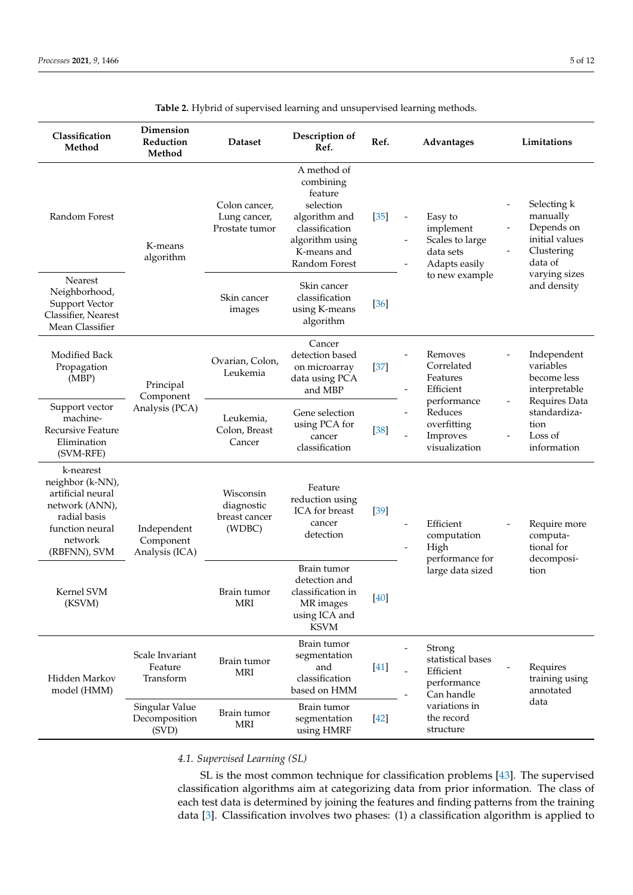**Table 2.** Hybrid of supervised learning and unsupervised learning methods.

| Classification Method | Dimension Reduction Method | Dataset | Description of Ref. | Ref. | Advantages | Limitations |
|---|---|---|---|---|---|---|
| Random Forest | K-means algorithm | Colon cancer, Lung cancer, Prostate tumor | A method of combining feature selection algorithm and classification algorithm using K-means and Random Forest | [35] | - Easy to implement<br>- Scales to large data sets<br>- Adapts easily to new example | - Selecting k manually<br>- Depends on initial values<br>- Clustering data of varying sizes and density |
| Nearest Neighborhood, Support Vector Classifier, Nearest Mean Classifier | | Skin cancer images | Skin cancer classification using K-means algorithm | [36] | | |
| Modified Back Propagation (MBP) | Principal Component Analysis (PCA) | Ovarian, Colon, Leukemia | Cancer detection based on microarray data using PCA and MBP | [37] | - Removes Correlated Features<br>- Efficient performance<br>- Reduces overfitting<br>- Improves visualization | - Independent variables become less interpretable<br>- Requires Data standardization<br>- Loss of information |
| Support vector machine-Recursive Feature Elimination (SVM-RFE) | | Leukemia, Colon, Breast Cancer | Gene selection using PCA for cancer classification | [38] | | |
| k-nearest neighbor (k-NN), artificial neural network (ANN), radial basis function neural network (RBFNN), SVM | Independent Component Analysis (ICA) | Wisconsin diagnostic breast cancer (WDBC) | Feature reduction using ICA for breast cancer detection | [39] | - Efficient computation<br>- High performance for large data sized | - Require more computational for decomposition |
| Kernel SVM (KSVM) | | Brain tumor MRI | Brain tumor detection and classification in MR images using ICA and KSVM | [40] | | |
| Hidden Markov model (HMM) | Scale Invariant Feature Transform | Brain tumor MRI | Brain tumor segmentation and classification based on HMM | [41] | - Strong statistical bases<br>- Efficient performance<br>- Can handle variations in the record structure | - Requires training using annotated data |
| | Singular Value Decomposition (SVD) | Brain tumor MRI | Brain tumor segmentation using HMRF | [42] | | |

### 4.1. Supervised Learning (SL)

SL is the most common technique for classification problems [43]. The supervised classification algorithms aim at categorizing data from prior information. The class of each test data is determined by joining the features and finding patterns from the training data [3]. Classification involves two phases: (1) a classification algorithm is applied to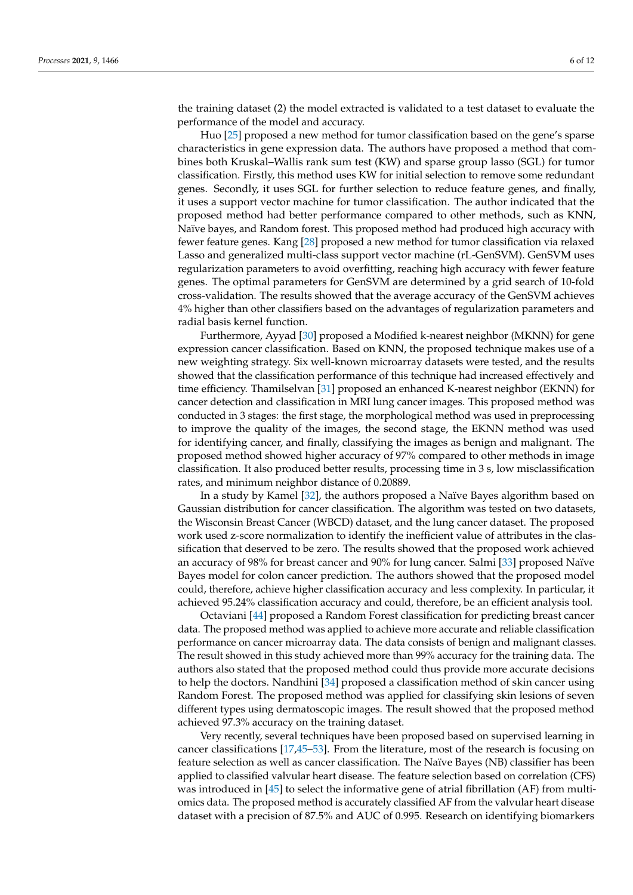the training dataset (2) the model extracted is validated to a test dataset to evaluate the performance of the model and accuracy.

Huo [25] proposed a new method for tumor classification based on the gene's sparse characteristics in gene expression data. The authors have proposed a method that combines both Kruskal–Wallis rank sum test (KW) and sparse group lasso (SGL) for tumor classification. Firstly, this method uses KW for initial selection to remove some redundant genes. Secondly, it uses SGL for further selection to reduce feature genes, and finally, it uses a support vector machine for tumor classification. The author indicated that the proposed method had better performance compared to other methods, such as KNN, Naïve bayes, and Random forest. This proposed method had produced high accuracy with fewer feature genes. Kang [28] proposed a new method for tumor classification via relaxed Lasso and generalized multi-class support vector machine (rL-GenSVM). GenSVM uses regularization parameters to avoid overfitting, reaching high accuracy with fewer feature genes. The optimal parameters for GenSVM are determined by a grid search of 10-fold cross-validation. The results showed that the average accuracy of the GenSVM achieves 4% higher than other classifiers based on the advantages of regularization parameters and radial basis kernel function.

Furthermore, Ayyad [30] proposed a Modified k-nearest neighbor (MKNN) for gene expression cancer classification. Based on KNN, the proposed technique makes use of a new weighting strategy. Six well-known microarray datasets were tested, and the results showed that the classification performance of this technique had increased effectively and time efficiency. Thamilselvan [31] proposed an enhanced K-nearest neighbor (EKNN) for cancer detection and classification in MRI lung cancer images. This proposed method was conducted in 3 stages: the first stage, the morphological method was used in preprocessing to improve the quality of the images, the second stage, the EKNN method was used for identifying cancer, and finally, classifying the images as benign and malignant. The proposed method showed higher accuracy of 97% compared to other methods in image classification. It also produced better results, processing time in 3 s, low misclassification rates, and minimum neighbor distance of 0.20889.

In a study by Kamel [32], the authors proposed a Naïve Bayes algorithm based on Gaussian distribution for cancer classification. The algorithm was tested on two datasets, the Wisconsin Breast Cancer (WBCD) dataset, and the lung cancer dataset. The proposed work used z-score normalization to identify the inefficient value of attributes in the classification that deserved to be zero. The results showed that the proposed work achieved an accuracy of 98% for breast cancer and 90% for lung cancer. Salmi [33] proposed Naïve Bayes model for colon cancer prediction. The authors showed that the proposed model could, therefore, achieve higher classification accuracy and less complexity. In particular, it achieved 95.24% classification accuracy and could, therefore, be an efficient analysis tool.

Octaviani [44] proposed a Random Forest classification for predicting breast cancer data. The proposed method was applied to achieve more accurate and reliable classification performance on cancer microarray data. The data consists of benign and malignant classes. The result showed in this study achieved more than 99% accuracy for the training data. The authors also stated that the proposed method could thus provide more accurate decisions to help the doctors. Nandhini [34] proposed a classification method of skin cancer using Random Forest. The proposed method was applied for classifying skin lesions of seven different types using dermatoscopic images. The result showed that the proposed method achieved 97.3% accuracy on the training dataset.

Very recently, several techniques have been proposed based on supervised learning in cancer classifications [17,45–53]. From the literature, most of the research is focusing on feature selection as well as cancer classification. The Naïve Bayes (NB) classifier has been applied to classified valvular heart disease. The feature selection based on correlation (CFS) was introduced in [45] to select the informative gene of atrial fibrillation (AF) from multi-omics data. The proposed method is accurately classified AF from the valvular heart disease dataset with a precision of 87.5% and AUC of 0.995. Research on identifying biomarkers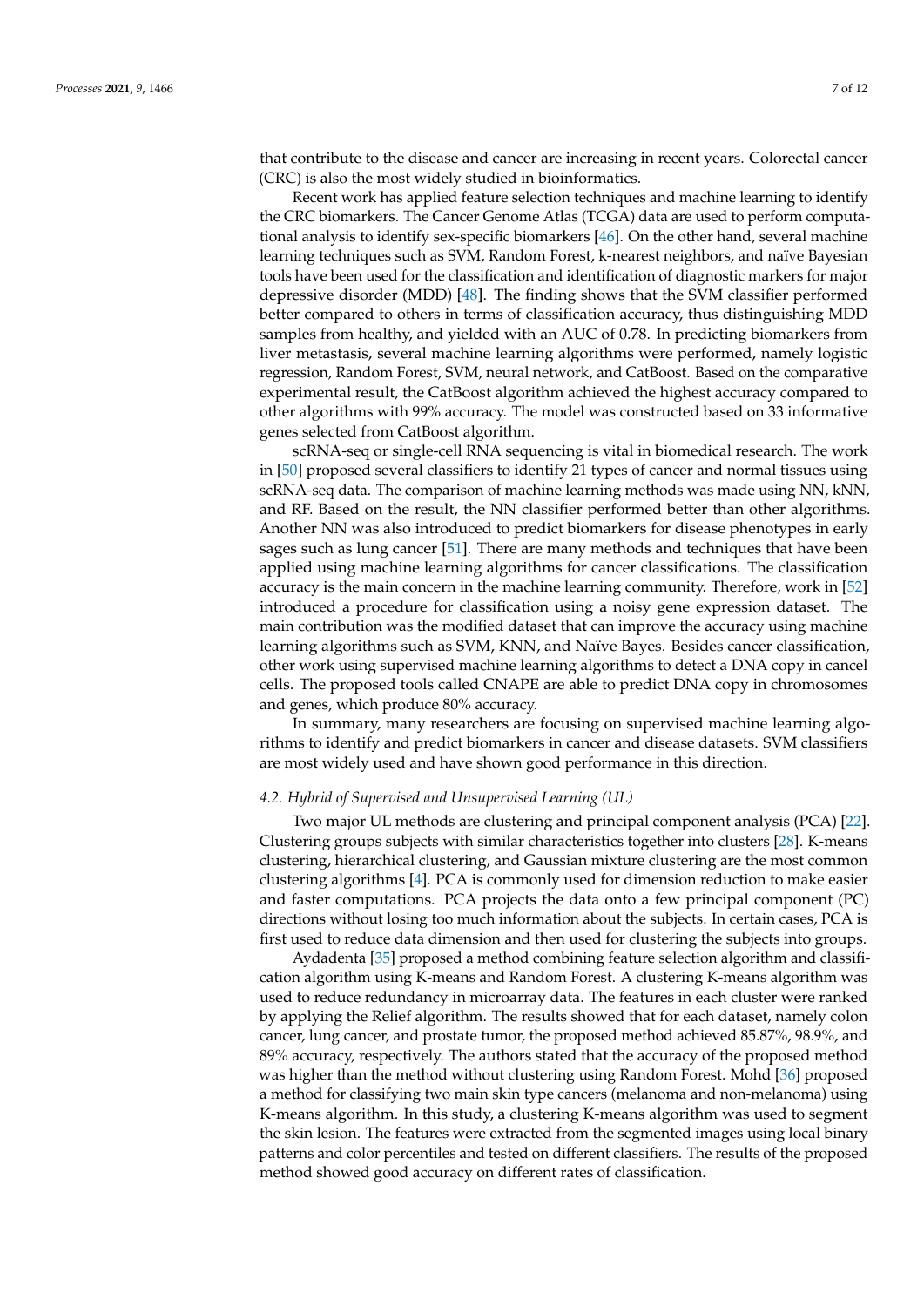that contribute to the disease and cancer are increasing in recent years. Colorectal cancer (CRC) is also the most widely studied in bioinformatics.

Recent work has applied feature selection techniques and machine learning to identify the CRC biomarkers. The Cancer Genome Atlas (TCGA) data are used to perform computational analysis to identify sex-specific biomarkers [46]. On the other hand, several machine learning techniques such as SVM, Random Forest, k-nearest neighbors, and naïve Bayesian tools have been used for the classification and identification of diagnostic markers for major depressive disorder (MDD) [48]. The finding shows that the SVM classifier performed better compared to others in terms of classification accuracy, thus distinguishing MDD samples from healthy, and yielded with an AUC of 0.78. In predicting biomarkers from liver metastasis, several machine learning algorithms were performed, namely logistic regression, Random Forest, SVM, neural network, and CatBoost. Based on the comparative experimental result, the CatBoost algorithm achieved the highest accuracy compared to other algorithms with 99% accuracy. The model was constructed based on 33 informative genes selected from CatBoost algorithm.

scRNA-seq or single-cell RNA sequencing is vital in biomedical research. The work in [50] proposed several classifiers to identify 21 types of cancer and normal tissues using scRNA-seq data. The comparison of machine learning methods was made using NN, kNN, and RF. Based on the result, the NN classifier performed better than other algorithms. Another NN was also introduced to predict biomarkers for disease phenotypes in early sages such as lung cancer [51]. There are many methods and techniques that have been applied using machine learning algorithms for cancer classifications. The classification accuracy is the main concern in the machine learning community. Therefore, work in [52] introduced a procedure for classification using a noisy gene expression dataset. The main contribution was the modified dataset that can improve the accuracy using machine learning algorithms such as SVM, KNN, and Naïve Bayes. Besides cancer classification, other work using supervised machine learning algorithms to detect a DNA copy in cancel cells. The proposed tools called CNAPE are able to predict DNA copy in chromosomes and genes, which produce 80% accuracy.

In summary, many researchers are focusing on supervised machine learning algorithms to identify and predict biomarkers in cancer and disease datasets. SVM classifiers are most widely used and have shown good performance in this direction.

### *4.2. Hybrid of Supervised and Unsupervised Learning (UL)*

Two major UL methods are clustering and principal component analysis (PCA) [22]. Clustering groups subjects with similar characteristics together into clusters [28]. K-means clustering, hierarchical clustering, and Gaussian mixture clustering are the most common clustering algorithms [4]. PCA is commonly used for dimension reduction to make easier and faster computations. PCA projects the data onto a few principal component (PC) directions without losing too much information about the subjects. In certain cases, PCA is first used to reduce data dimension and then used for clustering the subjects into groups.

Aydadenta [35] proposed a method combining feature selection algorithm and classification algorithm using K-means and Random Forest. A clustering K-means algorithm was used to reduce redundancy in microarray data. The features in each cluster were ranked by applying the Relief algorithm. The results showed that for each dataset, namely colon cancer, lung cancer, and prostate tumor, the proposed method achieved 85.87%, 98.9%, and 89% accuracy, respectively. The authors stated that the accuracy of the proposed method was higher than the method without clustering using Random Forest. Mohd [36] proposed a method for classifying two main skin type cancers (melanoma and non-melanoma) using K-means algorithm. In this study, a clustering K-means algorithm was used to segment the skin lesion. The features were extracted from the segmented images using local binary patterns and color percentiles and tested on different classifiers. The results of the proposed method showed good accuracy on different rates of classification.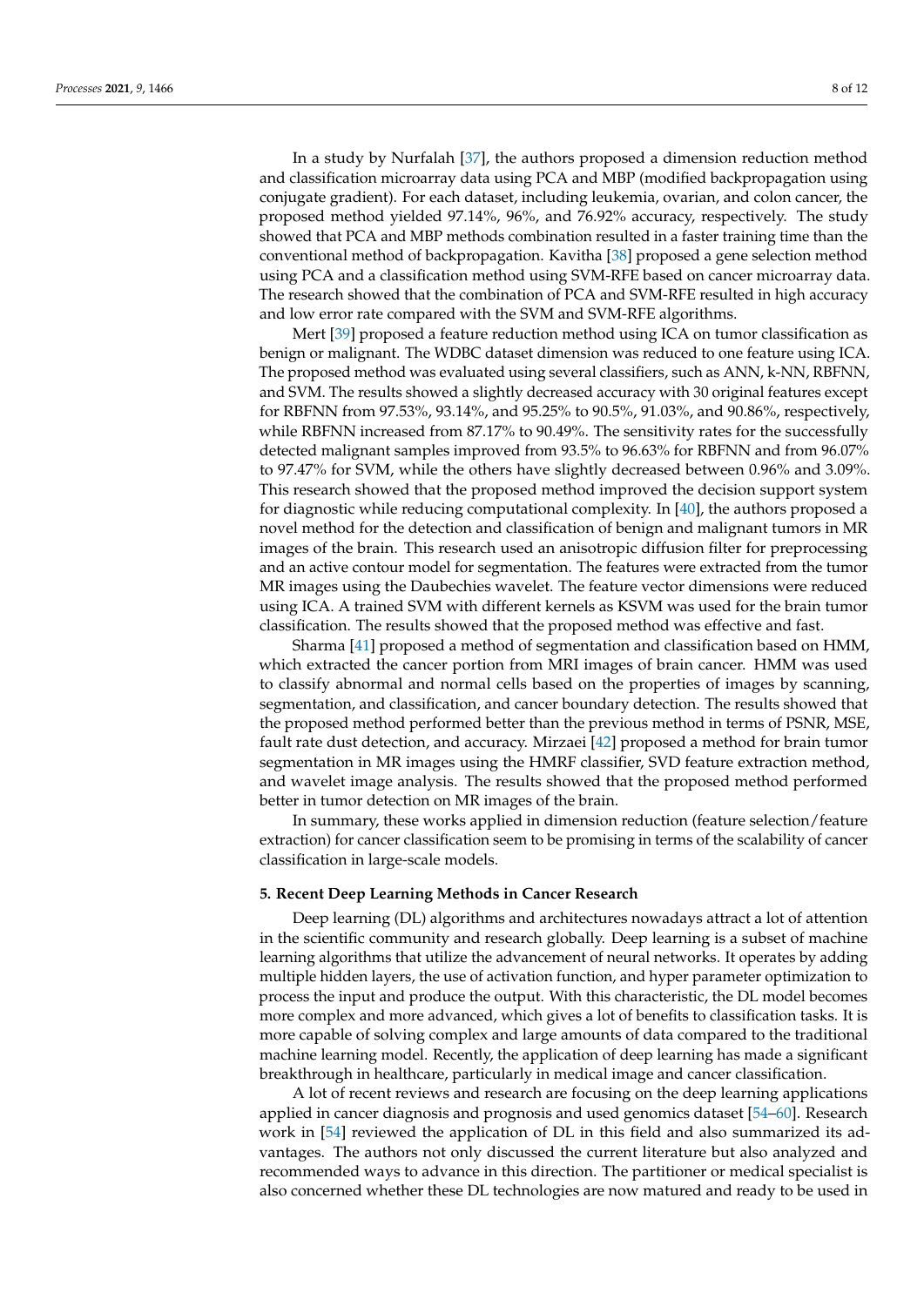In a study by Nurfalah [37], the authors proposed a dimension reduction method and classification microarray data using PCA and MBP (modified backpropagation using conjugate gradient). For each dataset, including leukemia, ovarian, and colon cancer, the proposed method yielded 97.14%, 96%, and 76.92% accuracy, respectively. The study showed that PCA and MBP methods combination resulted in a faster training time than the conventional method of backpropagation. Kavitha [38] proposed a gene selection method using PCA and a classification method using SVM-RFE based on cancer microarray data. The research showed that the combination of PCA and SVM-RFE resulted in high accuracy and low error rate compared with the SVM and SVM-RFE algorithms.

Mert [39] proposed a feature reduction method using ICA on tumor classification as benign or malignant. The WDBC dataset dimension was reduced to one feature using ICA. The proposed method was evaluated using several classifiers, such as ANN, k-NN, RBFNN, and SVM. The results showed a slightly decreased accuracy with 30 original features except for RBFNN from 97.53%, 93.14%, and 95.25% to 90.5%, 91.03%, and 90.86%, respectively, while RBFNN increased from 87.17% to 90.49%. The sensitivity rates for the successfully detected malignant samples improved from 93.5% to 96.63% for RBFNN and from 96.07% to 97.47% for SVM, while the others have slightly decreased between 0.96% and 3.09%. This research showed that the proposed method improved the decision support system for diagnostic while reducing computational complexity. In [40], the authors proposed a novel method for the detection and classification of benign and malignant tumors in MR images of the brain. This research used an anisotropic diffusion filter for preprocessing and an active contour model for segmentation. The features were extracted from the tumor MR images using the Daubechies wavelet. The feature vector dimensions were reduced using ICA. A trained SVM with different kernels as KSVM was used for the brain tumor classification. The results showed that the proposed method was effective and fast.

Sharma [41] proposed a method of segmentation and classification based on HMM, which extracted the cancer portion from MRI images of brain cancer. HMM was used to classify abnormal and normal cells based on the properties of images by scanning, segmentation, and classification, and cancer boundary detection. The results showed that the proposed method performed better than the previous method in terms of PSNR, MSE, fault rate dust detection, and accuracy. Mirzaei [42] proposed a method for brain tumor segmentation in MR images using the HMRF classifier, SVD feature extraction method, and wavelet image analysis. The results showed that the proposed method performed better in tumor detection on MR images of the brain.

In summary, these works applied in dimension reduction (feature selection/feature extraction) for cancer classification seem to be promising in terms of the scalability of cancer classification in large-scale models.

## 5. Recent Deep Learning Methods in Cancer Research

Deep learning (DL) algorithms and architectures nowadays attract a lot of attention in the scientific community and research globally. Deep learning is a subset of machine learning algorithms that utilize the advancement of neural networks. It operates by adding multiple hidden layers, the use of activation function, and hyper parameter optimization to process the input and produce the output. With this characteristic, the DL model becomes more complex and more advanced, which gives a lot of benefits to classification tasks. It is more capable of solving complex and large amounts of data compared to the traditional machine learning model. Recently, the application of deep learning has made a significant breakthrough in healthcare, particularly in medical image and cancer classification.

A lot of recent reviews and research are focusing on the deep learning applications applied in cancer diagnosis and prognosis and used genomics dataset [54–60]. Research work in [54] reviewed the application of DL in this field and also summarized its advantages. The authors not only discussed the current literature but also analyzed and recommended ways to advance in this direction. The partitioner or medical specialist is also concerned whether these DL technologies are now matured and ready to be used in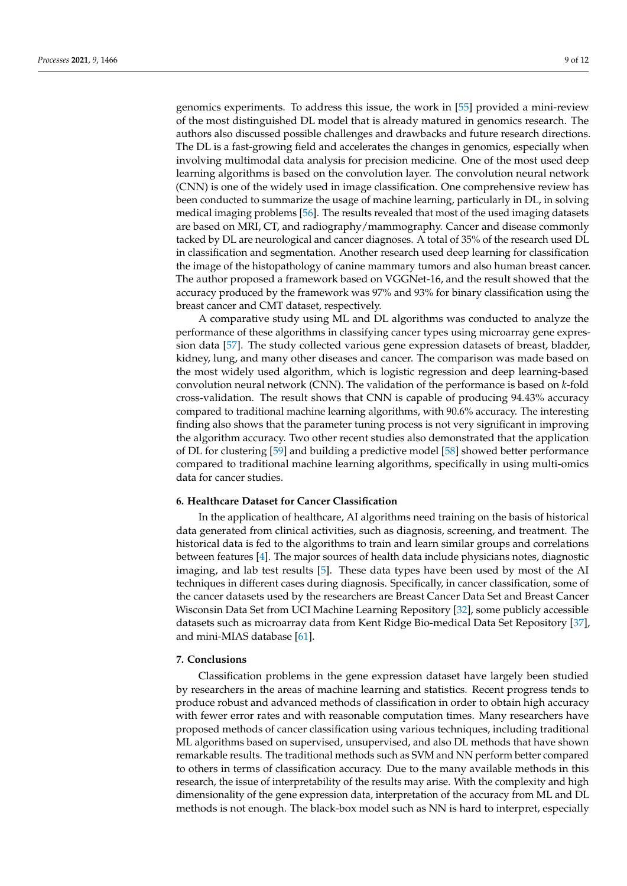genomics experiments. To address this issue, the work in [55] provided a mini-review of the most distinguished DL model that is already matured in genomics research. The authors also discussed possible challenges and drawbacks and future research directions. The DL is a fast-growing field and accelerates the changes in genomics, especially when involving multimodal data analysis for precision medicine. One of the most used deep learning algorithms is based on the convolution layer. The convolution neural network (CNN) is one of the widely used in image classification. One comprehensive review has been conducted to summarize the usage of machine learning, particularly in DL, in solving medical imaging problems [56]. The results revealed that most of the used imaging datasets are based on MRI, CT, and radiography/mammography. Cancer and disease commonly tacked by DL are neurological and cancer diagnoses. A total of 35% of the research used DL in classification and segmentation. Another research used deep learning for classification the image of the histopathology of canine mammary tumors and also human breast cancer. The author proposed a framework based on VGGNet-16, and the result showed that the accuracy produced by the framework was 97% and 93% for binary classification using the breast cancer and CMT dataset, respectively.

A comparative study using ML and DL algorithms was conducted to analyze the performance of these algorithms in classifying cancer types using microarray gene expression data [57]. The study collected various gene expression datasets of breast, bladder, kidney, lung, and many other diseases and cancer. The comparison was made based on the most widely used algorithm, which is logistic regression and deep learning-based convolution neural network (CNN). The validation of the performance is based on *k*-fold cross-validation. The result shows that CNN is capable of producing 94.43% accuracy compared to traditional machine learning algorithms, with 90.6% accuracy. The interesting finding also shows that the parameter tuning process is not very significant in improving the algorithm accuracy. Two other recent studies also demonstrated that the application of DL for clustering [59] and building a predictive model [58] showed better performance compared to traditional machine learning algorithms, specifically in using multi-omics data for cancer studies.

## 6. Healthcare Dataset for Cancer Classification

In the application of healthcare, AI algorithms need training on the basis of historical data generated from clinical activities, such as diagnosis, screening, and treatment. The historical data is fed to the algorithms to train and learn similar groups and correlations between features [4]. The major sources of health data include physicians notes, diagnostic imaging, and lab test results [5]. These data types have been used by most of the AI techniques in different cases during diagnosis. Specifically, in cancer classification, some of the cancer datasets used by the researchers are Breast Cancer Data Set and Breast Cancer Wisconsin Data Set from UCI Machine Learning Repository [32], some publicly accessible datasets such as microarray data from Kent Ridge Bio-medical Data Set Repository [37], and mini-MIAS database [61].

## 7. Conclusions

Classification problems in the gene expression dataset have largely been studied by researchers in the areas of machine learning and statistics. Recent progress tends to produce robust and advanced methods of classification in order to obtain high accuracy with fewer error rates and with reasonable computation times. Many researchers have proposed methods of cancer classification using various techniques, including traditional ML algorithms based on supervised, unsupervised, and also DL methods that have shown remarkable results. The traditional methods such as SVM and NN perform better compared to others in terms of classification accuracy. Due to the many available methods in this research, the issue of interpretability of the results may arise. With the complexity and high dimensionality of the gene expression data, interpretation of the accuracy from ML and DL methods is not enough. The black-box model such as NN is hard to interpret, especially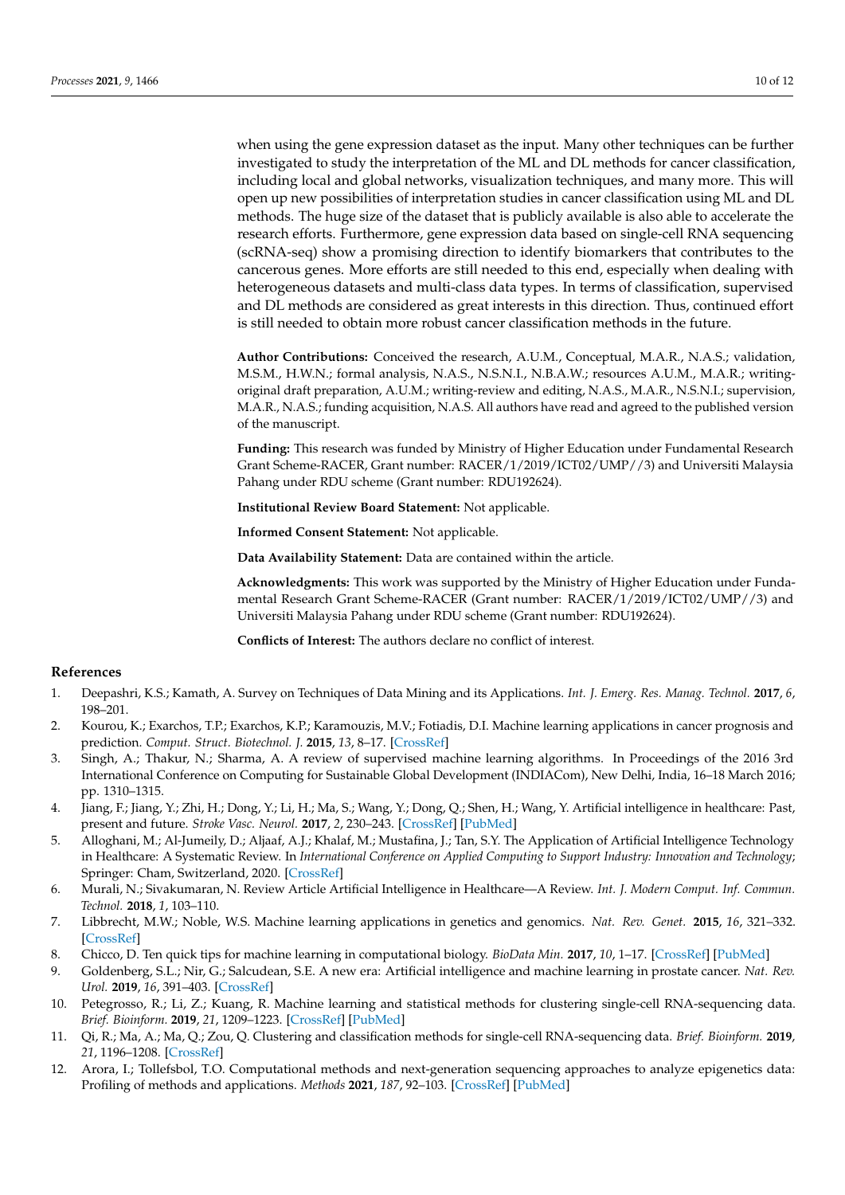when using the gene expression dataset as the input. Many other techniques can be further investigated to study the interpretation of the ML and DL methods for cancer classification, including local and global networks, visualization techniques, and many more. This will open up new possibilities of interpretation studies in cancer classification using ML and DL methods. The huge size of the dataset that is publicly available is also able to accelerate the research efforts. Furthermore, gene expression data based on single-cell RNA sequencing (scRNA-seq) show a promising direction to identify biomarkers that contributes to the cancerous genes. More efforts are still needed to this end, especially when dealing with heterogeneous datasets and multi-class data types. In terms of classification, supervised and DL methods are considered as great interests in this direction. Thus, continued effort is still needed to obtain more robust cancer classification methods in the future.

**Author Contributions:** Conceived the research, A.U.M., Conceptual, M.A.R., N.A.S.; validation, M.S.M., H.W.N.; formal analysis, N.A.S., N.S.N.I., N.B.A.W.; resources A.U.M., M.A.R.; writing-original draft preparation, A.U.M.; writing-review and editing, N.A.S., M.A.R., N.S.N.I.; supervision, M.A.R., N.A.S.; funding acquisition, N.A.S. All authors have read and agreed to the published version of the manuscript.

**Funding:** This research was funded by Ministry of Higher Education under Fundamental Research Grant Scheme-RACER, Grant number: RACER/1/2019/ICT02/UMP//3) and Universiti Malaysia Pahang under RDU scheme (Grant number: RDU192624).

**Institutional Review Board Statement:** Not applicable.

**Informed Consent Statement:** Not applicable.

**Data Availability Statement:** Data are contained within the article.

**Acknowledgments:** This work was supported by the Ministry of Higher Education under Fundamental Research Grant Scheme-RACER (Grant number: RACER/1/2019/ICT02/UMP//3) and Universiti Malaysia Pahang under RDU scheme (Grant number: RDU192624).

**Conflicts of Interest:** The authors declare no conflict of interest.

## References

1. Deepashri, K.S.; Kamath, A. Survey on Techniques of Data Mining and its Applications. *Int. J. Emerg. Res. Manag. Technol.* **2017**, *6*, 198–201.
2. Kourou, K.; Exarchos, T.P.; Exarchos, K.P.; Karamouzis, M.V.; Fotiadis, D.I. Machine learning applications in cancer prognosis and prediction. *Comput. Struct. Biotechnol. J.* **2015**, *13*, 8–17. [CrossRef]
3. Singh, A.; Thakur, N.; Sharma, A. A review of supervised machine learning algorithms. In Proceedings of the 2016 3rd International Conference on Computing for Sustainable Global Development (INDIACom), New Delhi, India, 16–18 March 2016; pp. 1310–1315.
4. Jiang, F.; Jiang, Y.; Zhi, H.; Dong, Y.; Li, H.; Ma, S.; Wang, Y.; Dong, Q.; Shen, H.; Wang, Y. Artificial intelligence in healthcare: Past, present and future. *Stroke Vasc. Neurol.* **2017**, *2*, 230–243. [CrossRef] [PubMed]
5. Alloghani, M.; Al-Jumeily, D.; Aljaaf, A.J.; Khalaf, M.; Mustafina, J.; Tan, S.Y. The Application of Artificial Intelligence Technology in Healthcare: A Systematic Review. In *International Conference on Applied Computing to Support Industry: Innovation and Technology*; Springer: Cham, Switzerland, 2020. [CrossRef]
6. Murali, N.; Sivakumaran, N. Review Article Artificial Intelligence in Healthcare—A Review. *Int. J. Modern Comput. Inf. Commun. Technol.* **2018**, *1*, 103–110.
7. Libbrecht, M.W.; Noble, W.S. Machine learning applications in genetics and genomics. *Nat. Rev. Genet.* **2015**, *16*, 321–332. [CrossRef]
8. Chicco, D. Ten quick tips for machine learning in computational biology. *BioData Min.* **2017**, *10*, 1–17. [CrossRef] [PubMed]
9. Goldenberg, S.L.; Nir, G.; Salcudean, S.E. A new era: Artificial intelligence and machine learning in prostate cancer. *Nat. Rev. Urol.* **2019**, *16*, 391–403. [CrossRef]
10. Petegrosso, R.; Li, Z.; Kuang, R. Machine learning and statistical methods for clustering single-cell RNA-sequencing data. *Brief. Bioinform.* **2019**, *21*, 1209–1223. [CrossRef] [PubMed]
11. Qi, R.; Ma, A.; Ma, Q.; Zou, Q. Clustering and classification methods for single-cell RNA-sequencing data. *Brief. Bioinform.* **2019**, *21*, 1196–1208. [CrossRef]
12. Arora, I.; Tollefsbol, T.O. Computational methods and next-generation sequencing approaches to analyze epigenetics data: Profiling of methods and applications. *Methods* **2021**, *187*, 92–103. [CrossRef] [PubMed]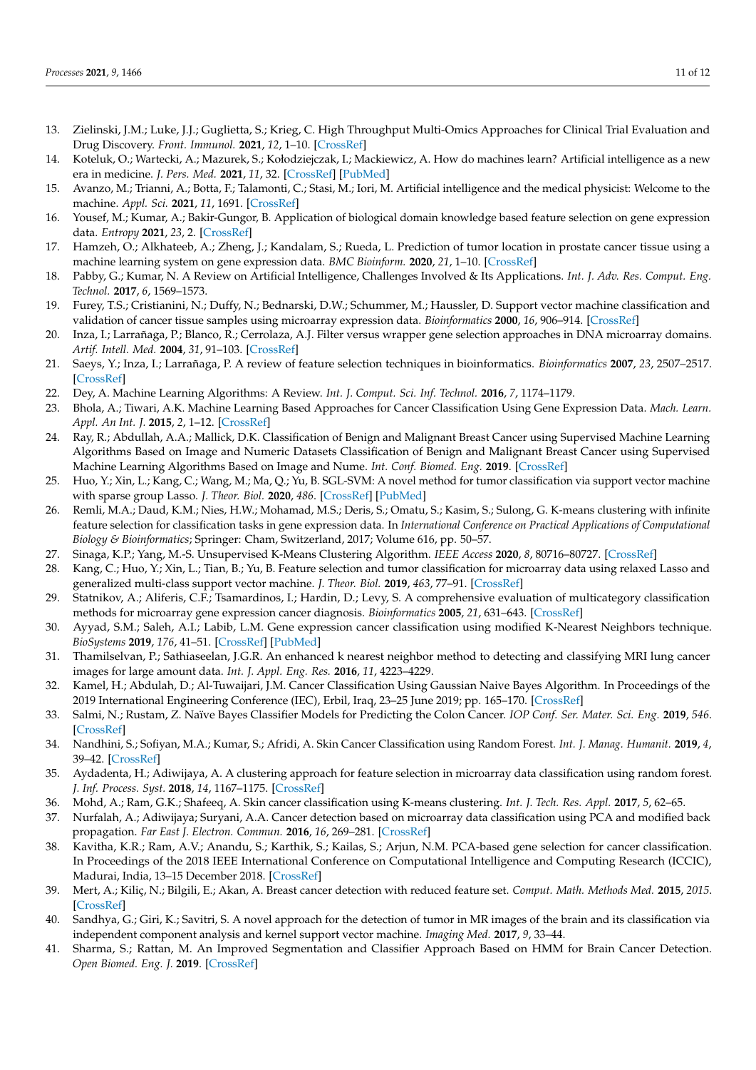13. Zielinski, J.M.; Luke, J.J.; Guglietta, S.; Krieg, C. High Throughput Multi-Omics Approaches for Clinical Trial Evaluation and Drug Discovery. *Front. Immunol.* **2021**, *12*, 1–10. [CrossRef]
14. Koteluk, O.; Wartecki, A.; Mazurek, S.; Kołodziejczak, I.; Mackiewicz, A. How do machines learn? Artificial intelligence as a new era in medicine. *J. Pers. Med.* **2021**, *11*, 32. [CrossRef] [PubMed]
15. Avanzo, M.; Trianni, A.; Botta, F.; Talamonti, C.; Stasi, M.; Iori, M. Artificial intelligence and the medical physicist: Welcome to the machine. *Appl. Sci.* **2021**, *11*, 1691. [CrossRef]
16. Yousef, M.; Kumar, A.; Bakir-Gungor, B. Application of biological domain knowledge based feature selection on gene expression data. *Entropy* **2021**, *23*, 2. [CrossRef]
17. Hamzeh, O.; Alkhateeb, A.; Zheng, J.; Kandalam, S.; Rueda, L. Prediction of tumor location in prostate cancer tissue using a machine learning system on gene expression data. *BMC Bioinform.* **2020**, *21*, 1–10. [CrossRef]
18. Pabby, G.; Kumar, N. A Review on Artificial Intelligence, Challenges Involved & Its Applications. *Int. J. Adv. Res. Comput. Eng. Technol.* **2017**, *6*, 1569–1573.
19. Furey, T.S.; Cristianini, N.; Duffy, N.; Bednarski, D.W.; Schummer, M.; Haussler, D. Support vector machine classification and validation of cancer tissue samples using microarray expression data. *Bioinformatics* **2000**, *16*, 906–914. [CrossRef]
20. Inza, I.; Larrañaga, P.; Blanco, R.; Cerrolaza, A.J. Filter versus wrapper gene selection approaches in DNA microarray domains. *Artif. Intell. Med.* **2004**, *31*, 91–103. [CrossRef]
21. Saeys, Y.; Inza, I.; Larrañaga, P. A review of feature selection techniques in bioinformatics. *Bioinformatics* **2007**, *23*, 2507–2517. [CrossRef]
22. Dey, A. Machine Learning Algorithms: A Review. *Int. J. Comput. Sci. Inf. Technol.* **2016**, *7*, 1174–1179.
23. Bhola, A.; Tiwari, A.K. Machine Learning Based Approaches for Cancer Classification Using Gene Expression Data. *Mach. Learn. Appl. An Int. J.* **2015**, *2*, 1–12. [CrossRef]
24. Ray, R.; Abdullah, A.A.; Mallick, D.K. Classification of Benign and Malignant Breast Cancer using Supervised Machine Learning Algorithms Based on Image and Numeric Datasets Classification of Benign and Malignant Breast Cancer using Supervised Machine Learning Algorithms Based on Image and Nume. *Int. Conf. Biomed. Eng.* **2019**. [CrossRef]
25. Huo, Y.; Xin, L.; Kang, C.; Wang, M.; Ma, Q.; Yu, B. SGL-SVM: A novel method for tumor classification via support vector machine with sparse group Lasso. *J. Theor. Biol.* **2020**, *486*. [CrossRef] [PubMed]
26. Remli, M.A.; Daud, K.M.; Nies, H.W.; Mohamad, M.S.; Deris, S.; Omatu, S.; Kasim, S.; Sulong, G. K-means clustering with infinite feature selection for classification tasks in gene expression data. In *International Conference on Practical Applications of Computational Biology & Bioinformatics*; Springer: Cham, Switzerland, 2017; Volume 616, pp. 50–57.
27. Sinaga, K.P.; Yang, M.-S. Unsupervised K-Means Clustering Algorithm. *IEEE Access* **2020**, *8*, 80716–80727. [CrossRef]
28. Kang, C.; Huo, Y.; Xin, L.; Tian, B.; Yu, B. Feature selection and tumor classification for microarray data using relaxed Lasso and generalized multi-class support vector machine. *J. Theor. Biol.* **2019**, *463*, 77–91. [CrossRef]
29. Statnikov, A.; Aliferis, C.F.; Tsamardinos, I.; Hardin, D.; Levy, S. A comprehensive evaluation of multicategory classification methods for microarray gene expression cancer diagnosis. *Bioinformatics* **2005**, *21*, 631–643. [CrossRef]
30. Ayyad, S.M.; Saleh, A.I.; Labib, L.M. Gene expression cancer classification using modified K-Nearest Neighbors technique. *BioSystems* **2019**, *176*, 41–51. [CrossRef] [PubMed]
31. Thamilselvan, P.; Sathiaseelan, J.G.R. An enhanced k nearest neighbor method to detecting and classifying MRI lung cancer images for large amount data. *Int. J. Appl. Eng. Res.* **2016**, *11*, 4223–4229.
32. Kamel, H.; Abdulah, D.; Al-Tuwaijari, J.M. Cancer Classification Using Gaussian Naive Bayes Algorithm. In Proceedings of the 2019 International Engineering Conference (IEC), Erbil, Iraq, 23–25 June 2019; pp. 165–170. [CrossRef]
33. Salmi, N.; Rustam, Z. Naïve Bayes Classifier Models for Predicting the Colon Cancer. *IOP Conf. Ser. Mater. Sci. Eng.* **2019**, *546*. [CrossRef]
34. Nandhini, S.; Sofiyan, M.A.; Kumar, S.; Afridi, A. Skin Cancer Classification using Random Forest. *Int. J. Manag. Humanit.* **2019**, *4*, 39–42. [CrossRef]
35. Aydadenta, H.; Adiwijaya, A. A clustering approach for feature selection in microarray data classification using random forest. *J. Inf. Process. Syst.* **2018**, *14*, 1167–1175. [CrossRef]
36. Mohd, A.; Ram, G.K.; Shafeeq, A. Skin cancer classification using K-means clustering. *Int. J. Tech. Res. Appl.* **2017**, *5*, 62–65.
37. Nurfalah, A.; Adiwijaya; Suryani, A.A. Cancer detection based on microarray data classification using PCA and modified back propagation. *Far East J. Electron. Commun.* **2016**, *16*, 269–281. [CrossRef]
38. Kavitha, K.R.; Ram, A.V.; Anandu, S.; Karthik, S.; Kailas, S.; Arjun, N.M. PCA-based gene selection for cancer classification. In Proceedings of the 2018 IEEE International Conference on Computational Intelligence and Computing Research (ICCIC), Madurai, India, 13–15 December 2018. [CrossRef]
39. Mert, A.; Kiliç, N.; Bilgili, E.; Akan, A. Breast cancer detection with reduced feature set. *Comput. Math. Methods Med.* **2015**, *2015*. [CrossRef]
40. Sandhya, G.; Giri, K.; Savitri, S. A novel approach for the detection of tumor in MR images of the brain and its classification via independent component analysis and kernel support vector machine. *Imaging Med.* **2017**, *9*, 33–44.
41. Sharma, S.; Rattan, M. An Improved Segmentation and Classifier Approach Based on HMM for Brain Cancer Detection. *Open Biomed. Eng. J.* **2019**. [CrossRef]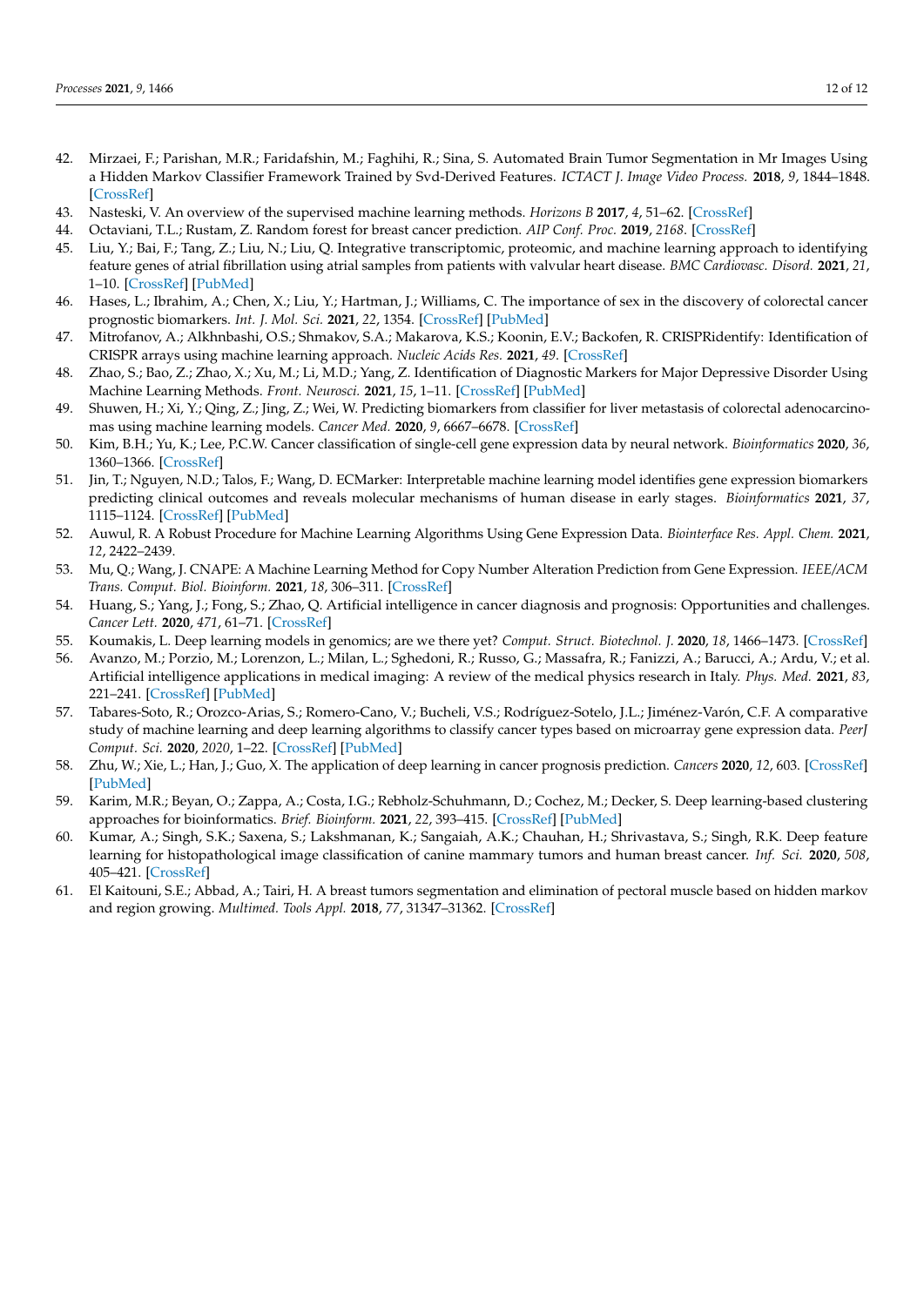42. Mirzaei, F.; Parishan, M.R.; Faridafshin, M.; Faghihi, R.; Sina, S. Automated Brain Tumor Segmentation in Mr Images Using a Hidden Markov Classifier Framework Trained by Svd-Derived Features. *ICTACT J. Image Video Process.* **2018**, *9*, 1844–1848. [CrossRef]
43. Nasteski, V. An overview of the supervised machine learning methods. *Horizons B* **2017**, *4*, 51–62. [CrossRef]
44. Octaviani, T.L.; Rustam, Z. Random forest for breast cancer prediction. *AIP Conf. Proc.* **2019**, *2168*. [CrossRef]
45. Liu, Y.; Bai, F.; Tang, Z.; Liu, N.; Liu, Q. Integrative transcriptomic, proteomic, and machine learning approach to identifying feature genes of atrial fibrillation using atrial samples from patients with valvular heart disease. *BMC Cardiovasc. Disord.* **2021**, *21*, 1–10. [CrossRef] [PubMed]
46. Hases, L.; Ibrahim, A.; Chen, X.; Liu, Y.; Hartman, J.; Williams, C. The importance of sex in the discovery of colorectal cancer prognostic biomarkers. *Int. J. Mol. Sci.* **2021**, *22*, 1354. [CrossRef] [PubMed]
47. Mitrofanov, A.; Alkhnbashi, O.S.; Shmakov, S.A.; Makarova, K.S.; Koonin, E.V.; Backofen, R. CRISPRidentify: Identification of CRISPR arrays using machine learning approach. *Nucleic Acids Res.* **2021**, *49*. [CrossRef]
48. Zhao, S.; Bao, Z.; Zhao, X.; Xu, M.; Li, M.D.; Yang, Z. Identification of Diagnostic Markers for Major Depressive Disorder Using Machine Learning Methods. *Front. Neurosci.* **2021**, *15*, 1–11. [CrossRef] [PubMed]
49. Shuwen, H.; Xi, Y.; Qing, Z.; Jing, Z.; Wei, W. Predicting biomarkers from classifier for liver metastasis of colorectal adenocarcinomas using machine learning models. *Cancer Med.* **2020**, *9*, 6667–6678. [CrossRef]
50. Kim, B.H.; Yu, K.; Lee, P.C.W. Cancer classification of single-cell gene expression data by neural network. *Bioinformatics* **2020**, *36*, 1360–1366. [CrossRef]
51. Jin, T.; Nguyen, N.D.; Talos, F.; Wang, D. ECMarker: Interpretable machine learning model identifies gene expression biomarkers predicting clinical outcomes and reveals molecular mechanisms of human disease in early stages. *Bioinformatics* **2021**, *37*, 1115–1124. [CrossRef] [PubMed]
52. Auwul, R. A Robust Procedure for Machine Learning Algorithms Using Gene Expression Data. *Biointerface Res. Appl. Chem.* **2021**, *12*, 2422–2439.
53. Mu, Q.; Wang, J. CNAPE: A Machine Learning Method for Copy Number Alteration Prediction from Gene Expression. *IEEE/ACM Trans. Comput. Biol. Bioinform.* **2021**, *18*, 306–311. [CrossRef]
54. Huang, S.; Yang, J.; Fong, S.; Zhao, Q. Artificial intelligence in cancer diagnosis and prognosis: Opportunities and challenges. *Cancer Lett.* **2020**, *471*, 61–71. [CrossRef]
55. Koumakis, L. Deep learning models in genomics; are we there yet? *Comput. Struct. Biotechnol. J.* **2020**, *18*, 1466–1473. [CrossRef]
56. Avanzo, M.; Porzio, M.; Lorenzon, L.; Milan, L.; Sghedoni, R.; Russo, G.; Massafra, R.; Fanizzi, A.; Barucci, A.; Ardu, V.; et al. Artificial intelligence applications in medical imaging: A review of the medical physics research in Italy. *Phys. Med.* **2021**, *83*, 221–241. [CrossRef] [PubMed]
57. Tabares-Soto, R.; Orozco-Arias, S.; Romero-Cano, V.; Bucheli, V.S.; Rodríguez-Sotelo, J.L.; Jiménez-Varón, C.F. A comparative study of machine learning and deep learning algorithms to classify cancer types based on microarray gene expression data. *PeerJ Comput. Sci.* **2020**, *2020*, 1–22. [CrossRef] [PubMed]
58. Zhu, W.; Xie, L.; Han, J.; Guo, X. The application of deep learning in cancer prognosis prediction. *Cancers* **2020**, *12*, 603. [CrossRef] [PubMed]
59. Karim, M.R.; Beyan, O.; Zappa, A.; Costa, I.G.; Rebholz-Schuhmann, D.; Cochez, M.; Decker, S. Deep learning-based clustering approaches for bioinformatics. *Brief. Bioinform.* **2021**, *22*, 393–415. [CrossRef] [PubMed]
60. Kumar, A.; Singh, S.K.; Saxena, S.; Lakshmanan, K.; Sangaiah, A.K.; Chauhan, H.; Shrivastava, S.; Singh, R.K. Deep feature learning for histopathological image classification of canine mammary tumors and human breast cancer. *Inf. Sci.* **2020**, *508*, 405–421. [CrossRef]
61. El Kaitouni, S.E.; Abbad, A.; Tairi, H. A breast tumors segmentation and elimination of pectoral muscle based on hidden markov and region growing. *Multimed. Tools Appl.* **2018**, *77*, 31347–31362. [CrossRef]